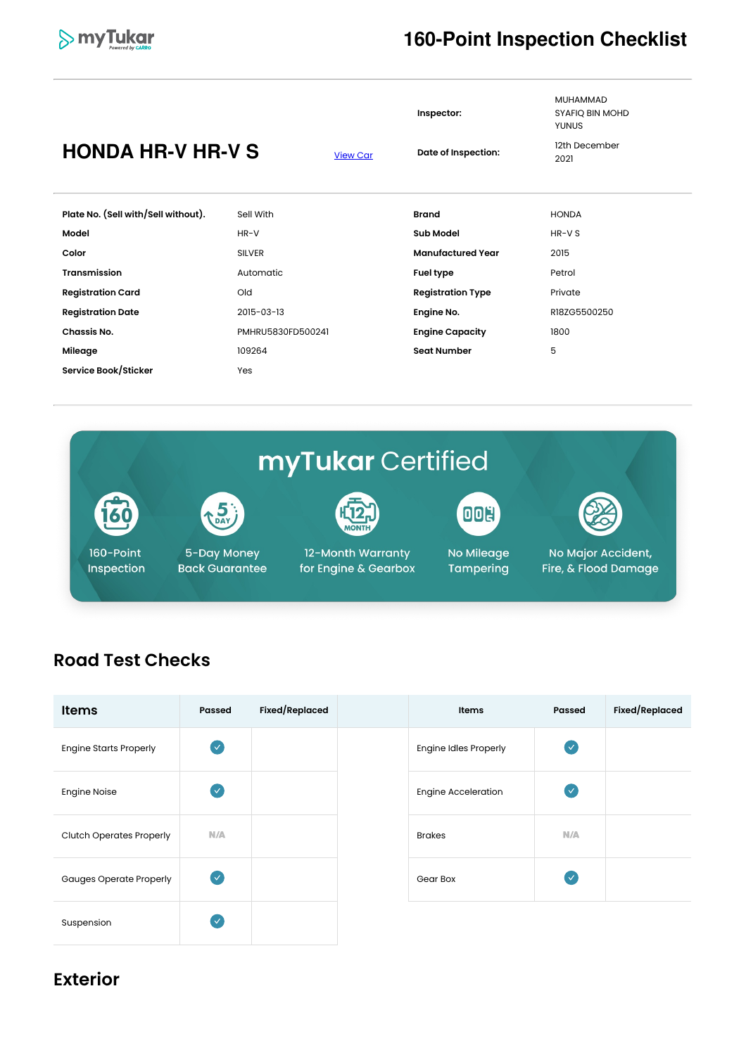myTukar

# 160-Point Inspection Checklist

## HONDA HR-V HR-V S

View Car

**Inspector:** MUHAMMAD SYAFIQ BIN MOHD YUNUS

**Date of Inspection:** 12th December 2021

| | | | |
|---|---|---|---|
| **Plate No. (Sell with/Sell without).** | Sell With | **Brand** | HONDA |
| **Model** | HR-V | **Sub Model** | HR-V S |
| **Color** | SILVER | **Manufactured Year** | 2015 |
| **Transmission** | Automatic | **Fuel type** | Petrol |
| **Registration Card** | Old | **Registration Type** | Private |
| **Registration Date** | 2015-03-13 | **Engine No.** | R18ZG5500250 |
| **Chassis No.** | PMHRU5830FD500241 | **Engine Capacity** | 1800 |
| **Mileage** | 109264 | **Seat Number** | 5 |
| **Service Book/Sticker** | Yes | | |

**myTukar Certified**

- 160-Point Inspection
- 5-Day Money Back Guarantee
- 12-Month Warranty for Engine & Gearbox
- No Mileage Tampering
- No Major Accident, Fire, & Flood Damage

## Road Test Checks

| Items | Passed | Fixed/Replaced |
|---|---|---|
| Engine Starts Properly | ✓ | |
| Engine Noise | ✓ | |
| Clutch Operates Properly | N/A | |
| Gauges Operate Properly | ✓ | |
| Suspension | ✓ | |

| Items | Passed | Fixed/Replaced |
|---|---|---|
| Engine Idles Properly | ✓ | |
| Engine Acceleration | ✓ | |
| Brakes | N/A | |
| Gear Box | ✓ | |

## Exterior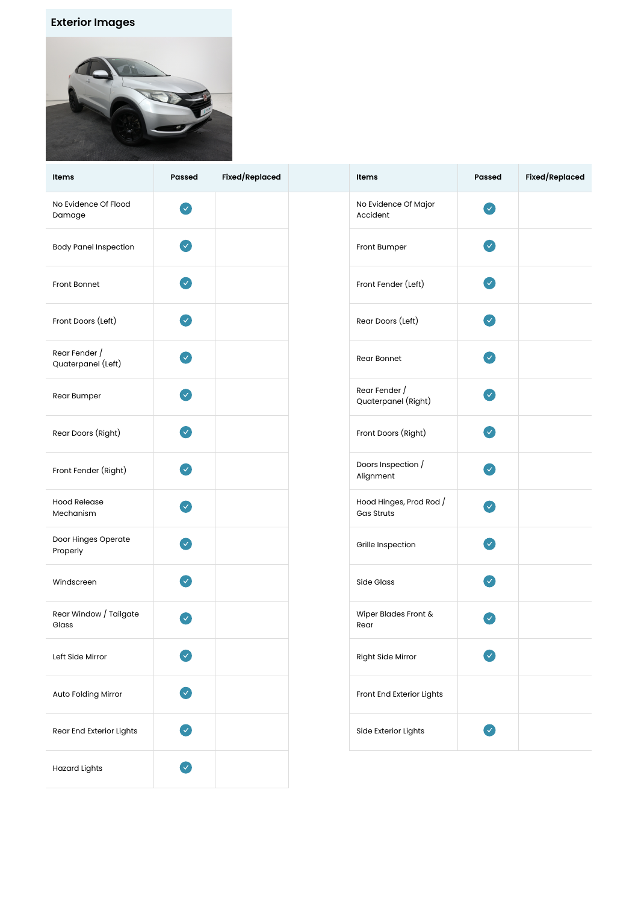## Exterior Images

| Items | Passed | Fixed/Replaced |
|---|---|---|
| No Evidence Of Flood Damage | ✓ | |
| Body Panel Inspection | ✓ | |
| Front Bonnet | ✓ | |
| Front Doors (Left) | ✓ | |
| Rear Fender / Quaterpanel (Left) | ✓ | |
| Rear Bumper | ✓ | |
| Rear Doors (Right) | ✓ | |
| Front Fender (Right) | ✓ | |
| Hood Release Mechanism | ✓ | |
| Door Hinges Operate Properly | ✓ | |
| Windscreen | ✓ | |
| Rear Window / Tailgate Glass | ✓ | |
| Left Side Mirror | ✓ | |
| Auto Folding Mirror | ✓ | |
| Rear End Exterior Lights | ✓ | |
| Hazard Lights | ✓ | |

| Items | Passed | Fixed/Replaced |
|---|---|---|
| No Evidence Of Major Accident | ✓ | |
| Front Bumper | ✓ | |
| Front Fender (Left) | ✓ | |
| Rear Doors (Left) | ✓ | |
| Rear Bonnet | ✓ | |
| Rear Fender / Quaterpanel (Right) | ✓ | |
| Front Doors (Right) | ✓ | |
| Doors Inspection / Alignment | ✓ | |
| Hood Hinges, Prod Rod / Gas Struts | ✓ | |
| Grille Inspection | ✓ | |
| Side Glass | ✓ | |
| Wiper Blades Front & Rear | ✓ | |
| Right Side Mirror | ✓ | |
| Front End Exterior Lights | | |
| Side Exterior Lights | ✓ | |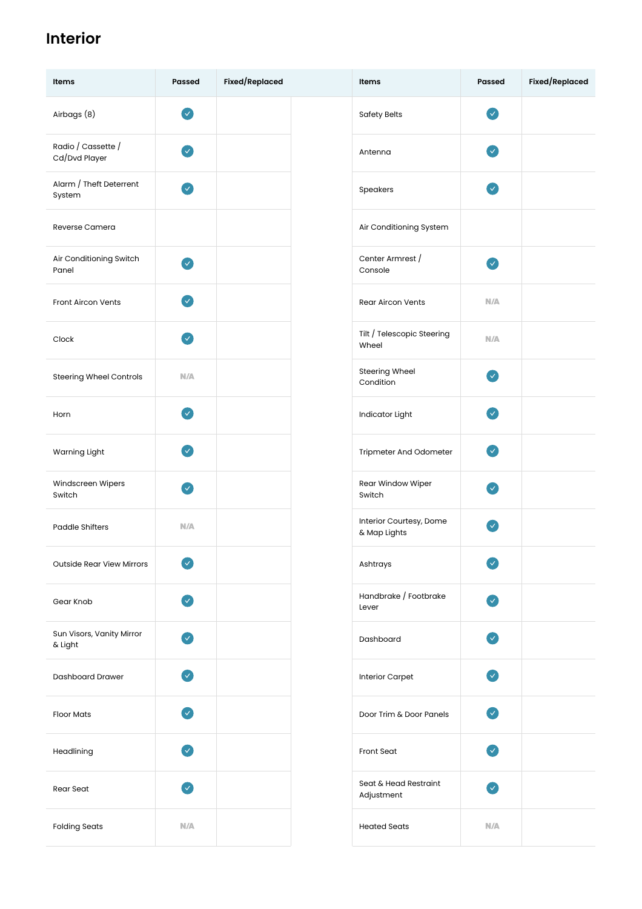## Interior

| Items | Passed | Fixed/Replaced | Items | Passed | Fixed/Replaced |
|---|---|---|---|---|---|
| Airbags (8) | ✓ | | Safety Belts | ✓ | |
| Radio / Cassette / Cd/Dvd Player | ✓ | | Antenna | ✓ | |
| Alarm / Theft Deterrent System | ✓ | | Speakers | ✓ | |
| Reverse Camera | | | Air Conditioning System | | |
| Air Conditioning Switch Panel | ✓ | | Center Armrest / Console | ✓ | |
| Front Aircon Vents | ✓ | | Rear Aircon Vents | N/A | |
| Clock | ✓ | | Tilt / Telescopic Steering Wheel | N/A | |
| Steering Wheel Controls | N/A | | Steering Wheel Condition | ✓ | |
| Horn | ✓ | | Indicator Light | ✓ | |
| Warning Light | ✓ | | Tripmeter And Odometer | ✓ | |
| Windscreen Wipers Switch | ✓ | | Rear Window Wiper Switch | ✓ | |
| Paddle Shifters | N/A | | Interior Courtesy, Dome & Map Lights | ✓ | |
| Outside Rear View Mirrors | ✓ | | Ashtrays | ✓ | |
| Gear Knob | ✓ | | Handbrake / Footbrake Lever | ✓ | |
| Sun Visors, Vanity Mirror & Light | ✓ | | Dashboard | ✓ | |
| Dashboard Drawer | ✓ | | Interior Carpet | ✓ | |
| Floor Mats | ✓ | | Door Trim & Door Panels | ✓ | |
| Headlining | ✓ | | Front Seat | ✓ | |
| Rear Seat | ✓ | | Seat & Head Restraint Adjustment | ✓ | |
| Folding Seats | N/A | | Heated Seats | N/A | |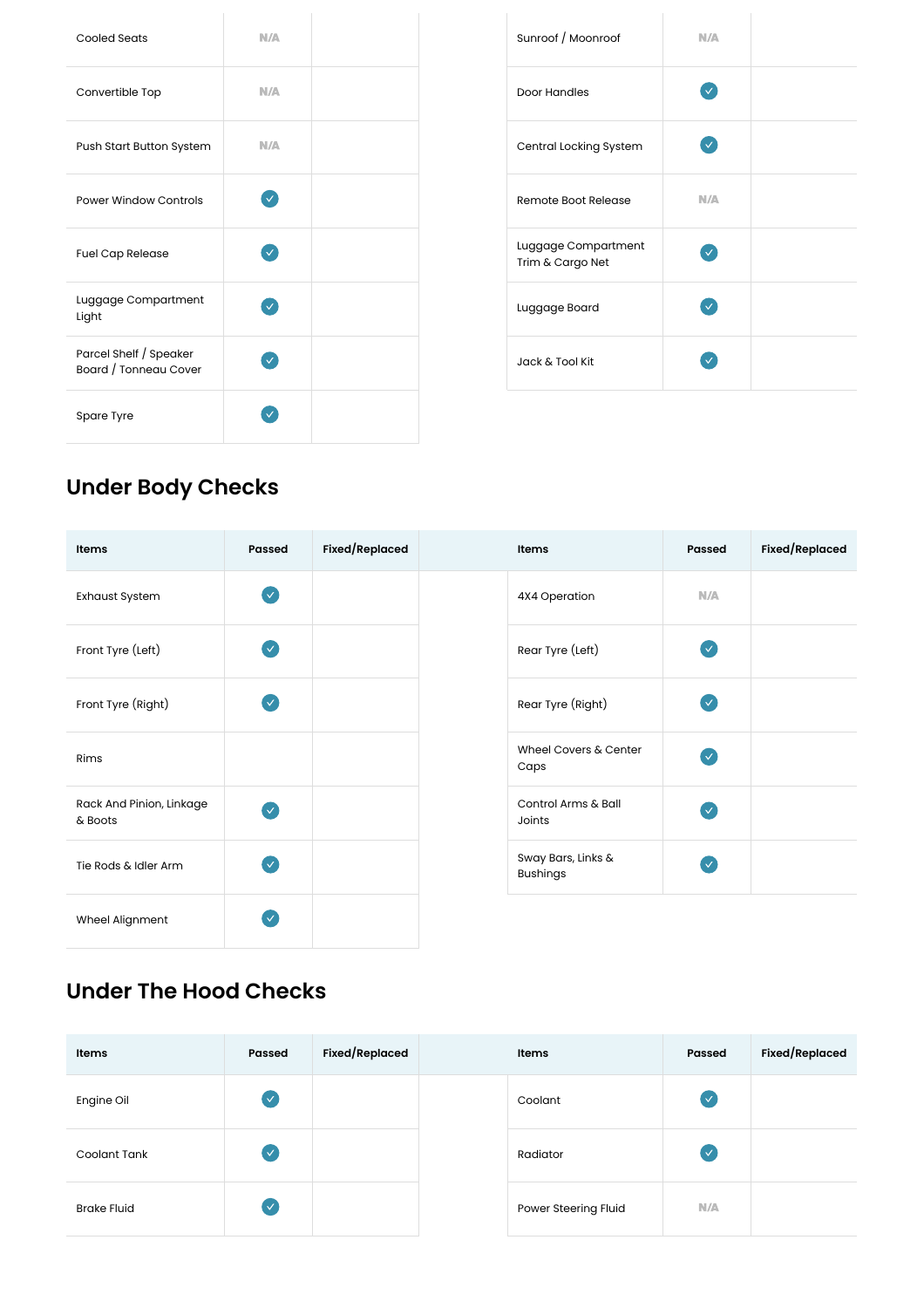| | | | | | | |
|---|---|---|---|---|---|---|
| Cooled Seats | N/A | | | Sunroof / Moonroof | N/A | |
| Convertible Top | N/A | | | Door Handles | ✓ | |
| Push Start Button System | N/A | | | Central Locking System | ✓ | |
| Power Window Controls | ✓ | | | Remote Boot Release | N/A | |
| Fuel Cap Release | ✓ | | | Luggage Compartment Trim & Cargo Net | ✓ | |
| Luggage Compartment Light | ✓ | | | Luggage Board | ✓ | |
| Parcel Shelf / Speaker Board / Tonneau Cover | ✓ | | | Jack & Tool Kit | ✓ | |
| Spare Tyre | ✓ | | | | | |

## Under Body Checks

| Items | Passed | Fixed/Replaced | | Items | Passed | Fixed/Replaced |
|---|---|---|---|---|---|---|
| Exhaust System | ✓ | | | 4X4 Operation | N/A | |
| Front Tyre (Left) | ✓ | | | Rear Tyre (Left) | ✓ | |
| Front Tyre (Right) | ✓ | | | Rear Tyre (Right) | ✓ | |
| Rims | | | | Wheel Covers & Center Caps | ✓ | |
| Rack And Pinion, Linkage & Boots | ✓ | | | Control Arms & Ball Joints | ✓ | |
| Tie Rods & Idler Arm | ✓ | | | Sway Bars, Links & Bushings | ✓ | |
| Wheel Alignment | ✓ | | | | | |

## Under The Hood Checks

| Items | Passed | Fixed/Replaced | | Items | Passed | Fixed/Replaced |
|---|---|---|---|---|---|---|
| Engine Oil | ✓ | | | Coolant | ✓ | |
| Coolant Tank | ✓ | | | Radiator | ✓ | |
| Brake Fluid | ✓ | | | Power Steering Fluid | N/A | |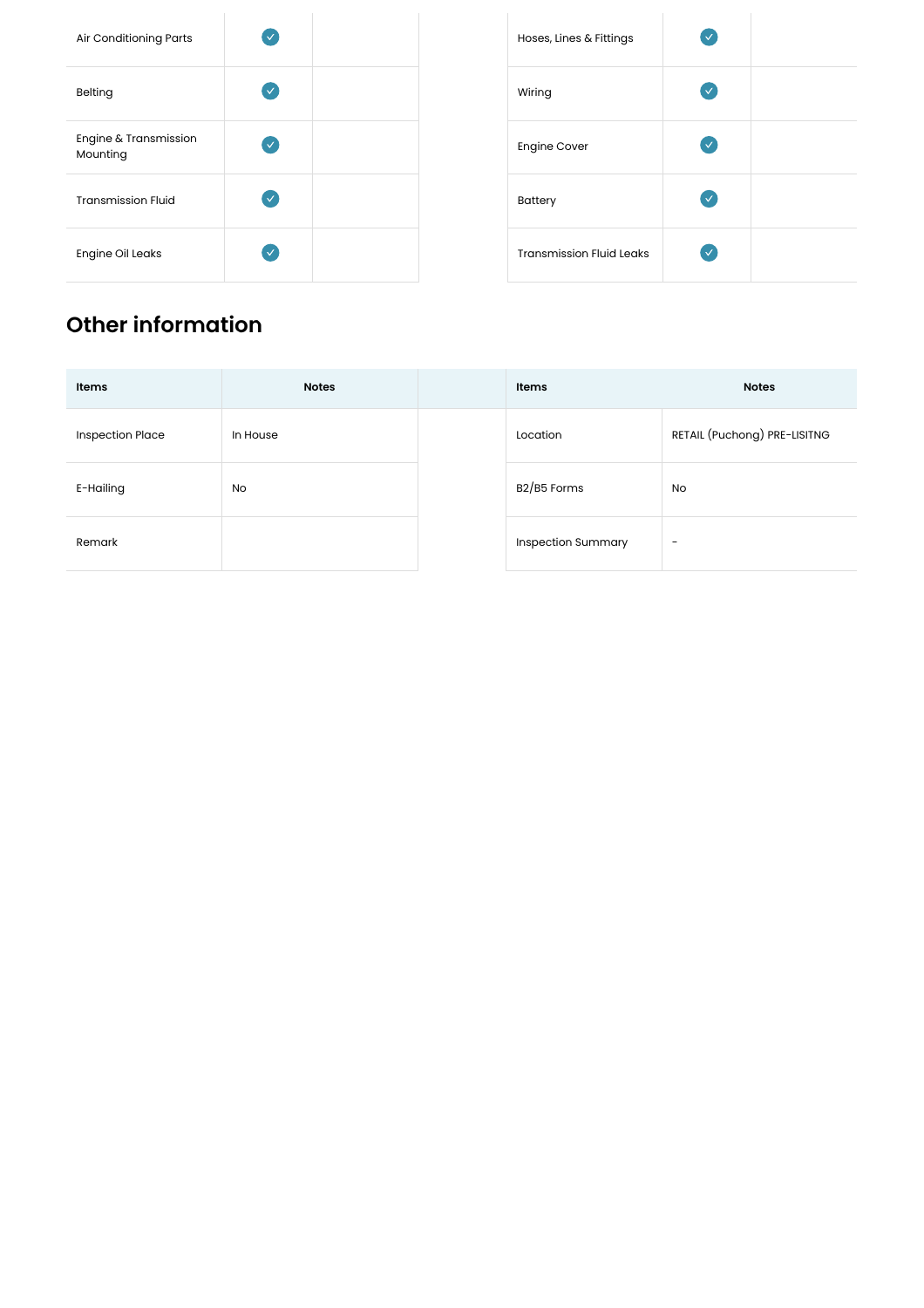| | | |
|---|---|---|
| Air Conditioning Parts | ✓ | |
| Belting | ✓ | |
| Engine & Transmission Mounting | ✓ | |
| Transmission Fluid | ✓ | |
| Engine Oil Leaks | ✓ | |

| | | |
|---|---|---|
| Hoses, Lines & Fittings | ✓ | |
| Wiring | ✓ | |
| Engine Cover | ✓ | |
| Battery | ✓ | |
| Transmission Fluid Leaks | ✓ | |

## Other information

| Items | Notes |
|---|---|
| Inspection Place | In House |
| E-Hailing | No |
| Remark | |

| Items | Notes |
|---|---|
| Location | RETAIL (Puchong) PRE-LISITNG |
| B2/B5 Forms | No |
| Inspection Summary | - |